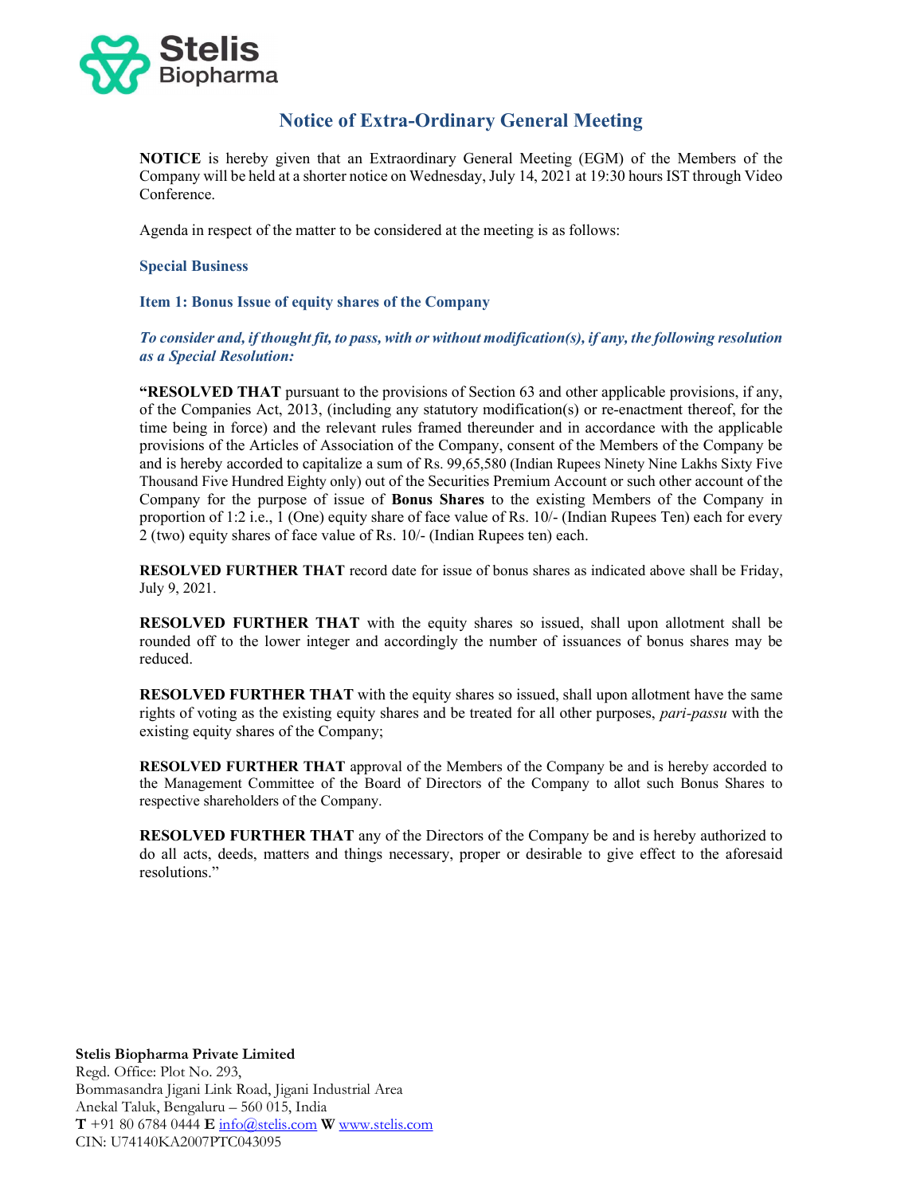# Notice of Extra-Ordinary General Meeting

**NOTICE** is hereby given that an Extraordinary General Meeting (EGM) of the Members of the Company will be held at a shorter notice on Wednesday, July 14, 2021 at 19:30 hours IST through Video Conference.

Agenda in respect of the matter to be considered at the meeting is as follows:

## Special Business

### Item 1: Bonus Issue of equity shares of the Company

***To consider and, if thought fit, to pass, with or without modification(s), if any, the following resolution as a Special Resolution:***

**"RESOLVED THAT** pursuant to the provisions of Section 63 and other applicable provisions, if any, of the Companies Act, 2013, (including any statutory modification(s) or re-enactment thereof, for the time being in force) and the relevant rules framed thereunder and in accordance with the applicable provisions of the Articles of Association of the Company, consent of the Members of the Company be and is hereby accorded to capitalize a sum of Rs. 99,65,580 (Indian Rupees Ninety Nine Lakhs Sixty Five Thousand Five Hundred Eighty only) out of the Securities Premium Account or such other account of the Company for the purpose of issue of **Bonus Shares** to the existing Members of the Company in proportion of 1:2 i.e., 1 (One) equity share of face value of Rs. 10/- (Indian Rupees Ten) each for every 2 (two) equity shares of face value of Rs. 10/- (Indian Rupees ten) each.

**RESOLVED FURTHER THAT** record date for issue of bonus shares as indicated above shall be Friday, July 9, 2021.

**RESOLVED FURTHER THAT** with the equity shares so issued, shall upon allotment shall be rounded off to the lower integer and accordingly the number of issuances of bonus shares may be reduced.

**RESOLVED FURTHER THAT** with the equity shares so issued, shall upon allotment have the same rights of voting as the existing equity shares and be treated for all other purposes, *pari-passu* with the existing equity shares of the Company;

**RESOLVED FURTHER THAT** approval of the Members of the Company be and is hereby accorded to the Management Committee of the Board of Directors of the Company to allot such Bonus Shares to respective shareholders of the Company.

**RESOLVED FURTHER THAT** any of the Directors of the Company be and is hereby authorized to do all acts, deeds, matters and things necessary, proper or desirable to give effect to the aforesaid resolutions."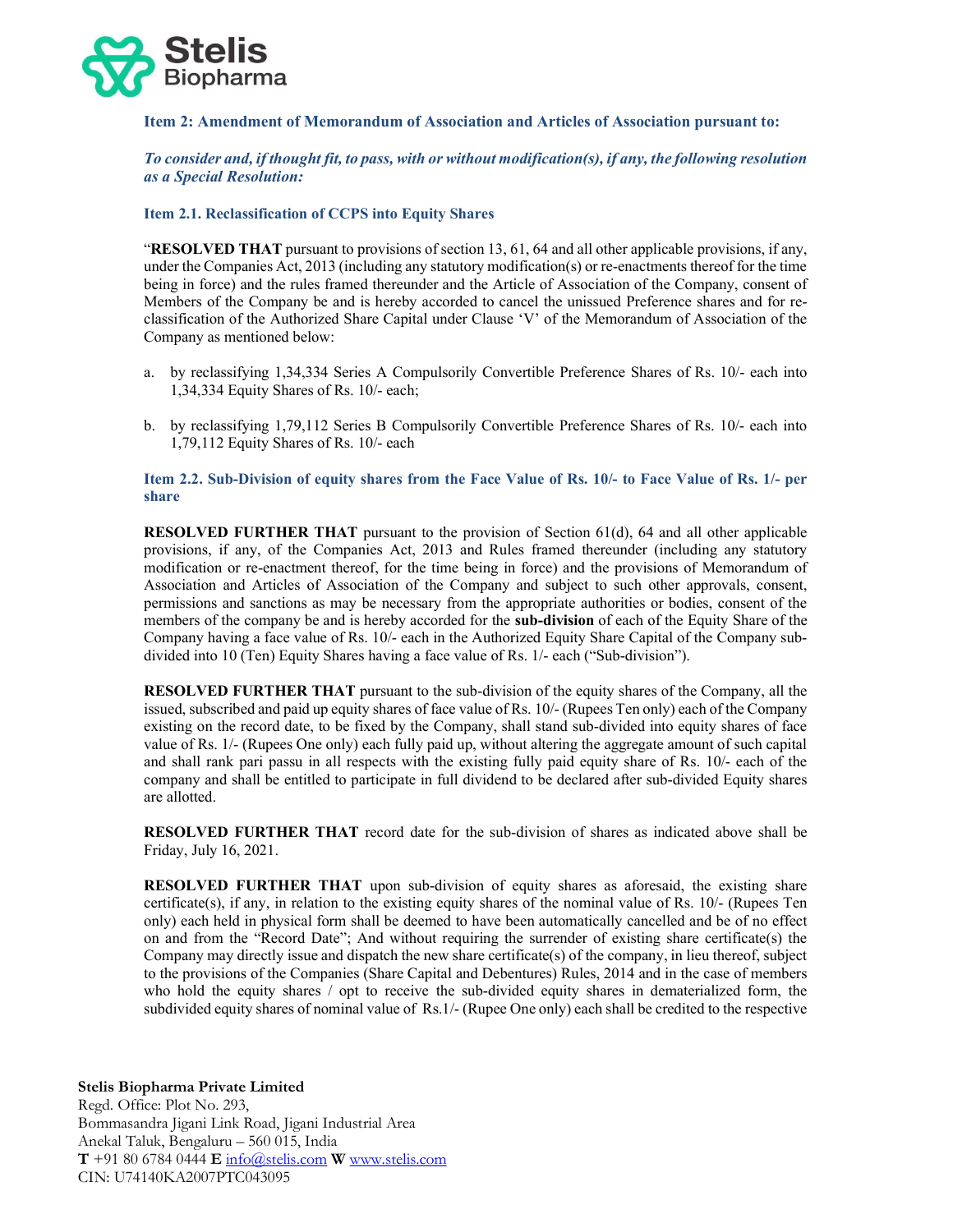### Item 2: Amendment of Memorandum of Association and Articles of Association pursuant to:

***To consider and, if thought fit, to pass, with or without modification(s), if any, the following resolution as a Special Resolution:***

#### Item 2.1. Reclassification of CCPS into Equity Shares

"**RESOLVED THAT** pursuant to provisions of section 13, 61, 64 and all other applicable provisions, if any, under the Companies Act, 2013 (including any statutory modification(s) or re-enactments thereof for the time being in force) and the rules framed thereunder and the Article of Association of the Company, consent of Members of the Company be and is hereby accorded to cancel the unissued Preference shares and for re-classification of the Authorized Share Capital under Clause 'V' of the Memorandum of Association of the Company as mentioned below:

a. by reclassifying 1,34,334 Series A Compulsorily Convertible Preference Shares of Rs. 10/- each into 1,34,334 Equity Shares of Rs. 10/- each;

b. by reclassifying 1,79,112 Series B Compulsorily Convertible Preference Shares of Rs. 10/- each into 1,79,112 Equity Shares of Rs. 10/- each

#### Item 2.2. Sub-Division of equity shares from the Face Value of Rs. 10/- to Face Value of Rs. 1/- per share

**RESOLVED FURTHER THAT** pursuant to the provision of Section 61(d), 64 and all other applicable provisions, if any, of the Companies Act, 2013 and Rules framed thereunder (including any statutory modification or re-enactment thereof, for the time being in force) and the provisions of Memorandum of Association and Articles of Association of the Company and subject to such other approvals, consent, permissions and sanctions as may be necessary from the appropriate authorities or bodies, consent of the members of the company be and is hereby accorded for the **sub-division** of each of the Equity Share of the Company having a face value of Rs. 10/- each in the Authorized Equity Share Capital of the Company sub-divided into 10 (Ten) Equity Shares having a face value of Rs. 1/- each ("Sub-division").

**RESOLVED FURTHER THAT** pursuant to the sub-division of the equity shares of the Company, all the issued, subscribed and paid up equity shares of face value of Rs. 10/- (Rupees Ten only) each of the Company existing on the record date, to be fixed by the Company, shall stand sub-divided into equity shares of face value of Rs. 1/- (Rupees One only) each fully paid up, without altering the aggregate amount of such capital and shall rank pari passu in all respects with the existing fully paid equity share of Rs. 10/- each of the company and shall be entitled to participate in full dividend to be declared after sub-divided Equity shares are allotted.

**RESOLVED FURTHER THAT** record date for the sub-division of shares as indicated above shall be Friday, July 16, 2021.

**RESOLVED FURTHER THAT** upon sub-division of equity shares as aforesaid, the existing share certificate(s), if any, in relation to the existing equity shares of the nominal value of Rs. 10/- (Rupees Ten only) each held in physical form shall be deemed to have been automatically cancelled and be of no effect on and from the "Record Date"; And without requiring the surrender of existing share certificate(s) the Company may directly issue and dispatch the new share certificate(s) of the company, in lieu thereof, subject to the provisions of the Companies (Share Capital and Debentures) Rules, 2014 and in the case of members who hold the equity shares / opt to receive the sub-divided equity shares in dematerialized form, the subdivided equity shares of nominal value of Rs.1/- (Rupee One only) each shall be credited to the respective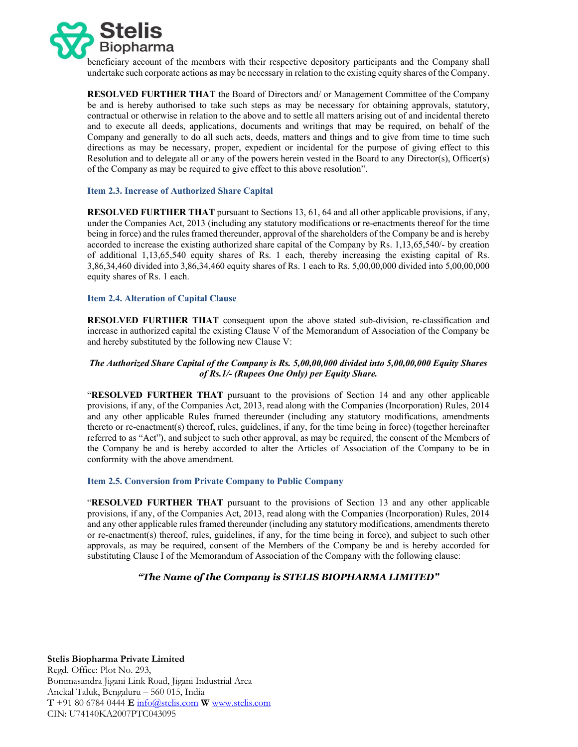beneficiary account of the members with their respective depository participants and the Company shall undertake such corporate actions as may be necessary in relation to the existing equity shares of the Company.

**RESOLVED FURTHER THAT** the Board of Directors and/ or Management Committee of the Company be and is hereby authorised to take such steps as may be necessary for obtaining approvals, statutory, contractual or otherwise in relation to the above and to settle all matters arising out of and incidental thereto and to execute all deeds, applications, documents and writings that may be required, on behalf of the Company and generally to do all such acts, deeds, matters and things and to give from time to time such directions as may be necessary, proper, expedient or incidental for the purpose of giving effect to this Resolution and to delegate all or any of the powers herein vested in the Board to any Director(s), Officer(s) of the Company as may be required to give effect to this above resolution".

### Item 2.3. Increase of Authorized Share Capital

**RESOLVED FURTHER THAT** pursuant to Sections 13, 61, 64 and all other applicable provisions, if any, under the Companies Act, 2013 (including any statutory modifications or re-enactments thereof for the time being in force) and the rules framed thereunder, approval of the shareholders of the Company be and is hereby accorded to increase the existing authorized share capital of the Company by Rs. 1,13,65,540/- by creation of additional 1,13,65,540 equity shares of Rs. 1 each, thereby increasing the existing capital of Rs. 3,86,34,460 divided into 3,86,34,460 equity shares of Rs. 1 each to Rs. 5,00,00,000 divided into 5,00,00,000 equity shares of Rs. 1 each.

### Item 2.4. Alteration of Capital Clause

**RESOLVED FURTHER THAT** consequent upon the above stated sub-division, re-classification and increase in authorized capital the existing Clause V of the Memorandum of Association of the Company be and hereby substituted by the following new Clause V:

***The Authorized Share Capital of the Company is Rs. 5,00,00,000 divided into 5,00,00,000 Equity Shares of Rs.1/- (Rupees One Only) per Equity Share.***

"**RESOLVED FURTHER THAT** pursuant to the provisions of Section 14 and any other applicable provisions, if any, of the Companies Act, 2013, read along with the Companies (Incorporation) Rules, 2014 and any other applicable Rules framed thereunder (including any statutory modifications, amendments thereto or re-enactment(s) thereof, rules, guidelines, if any, for the time being in force) (together hereinafter referred to as "Act"), and subject to such other approval, as may be required, the consent of the Members of the Company be and is hereby accorded to alter the Articles of Association of the Company to be in conformity with the above amendment.

### Item 2.5. Conversion from Private Company to Public Company

"**RESOLVED FURTHER THAT** pursuant to the provisions of Section 13 and any other applicable provisions, if any, of the Companies Act, 2013, read along with the Companies (Incorporation) Rules, 2014 and any other applicable rules framed thereunder (including any statutory modifications, amendments thereto or re-enactment(s) thereof, rules, guidelines, if any, for the time being in force), and subject to such other approvals, as may be required, consent of the Members of the Company be and is hereby accorded for substituting Clause I of the Memorandum of Association of the Company with the following clause:

***"The Name of the Company is STELIS BIOPHARMA LIMITED"***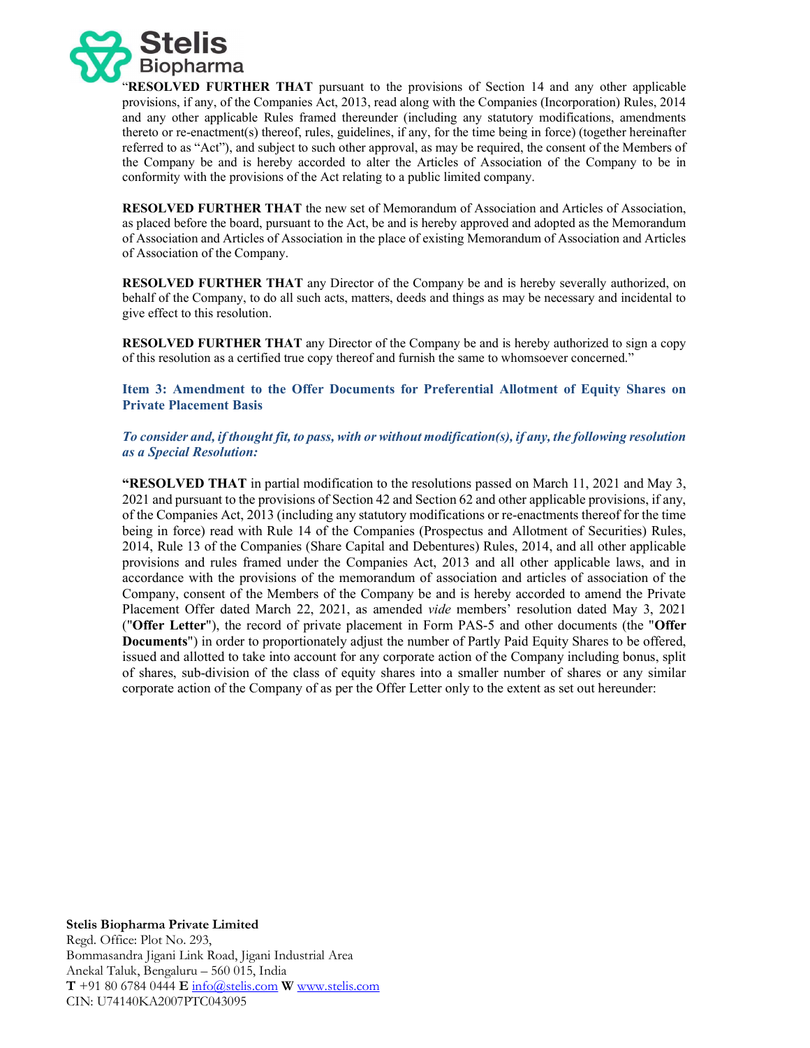"**RESOLVED FURTHER THAT** pursuant to the provisions of Section 14 and any other applicable provisions, if any, of the Companies Act, 2013, read along with the Companies (Incorporation) Rules, 2014 and any other applicable Rules framed thereunder (including any statutory modifications, amendments thereto or re-enactment(s) thereof, rules, guidelines, if any, for the time being in force) (together hereinafter referred to as "Act"), and subject to such other approval, as may be required, the consent of the Members of the Company be and is hereby accorded to alter the Articles of Association of the Company to be in conformity with the provisions of the Act relating to a public limited company.

**RESOLVED FURTHER THAT** the new set of Memorandum of Association and Articles of Association, as placed before the board, pursuant to the Act, be and is hereby approved and adopted as the Memorandum of Association and Articles of Association in the place of existing Memorandum of Association and Articles of Association of the Company.

**RESOLVED FURTHER THAT** any Director of the Company be and is hereby severally authorized, on behalf of the Company, to do all such acts, matters, deeds and things as may be necessary and incidental to give effect to this resolution.

**RESOLVED FURTHER THAT** any Director of the Company be and is hereby authorized to sign a copy of this resolution as a certified true copy thereof and furnish the same to whomsoever concerned."

### Item 3: Amendment to the Offer Documents for Preferential Allotment of Equity Shares on Private Placement Basis

***To consider and, if thought fit, to pass, with or without modification(s), if any, the following resolution as a Special Resolution:***

**"RESOLVED THAT** in partial modification to the resolutions passed on March 11, 2021 and May 3, 2021 and pursuant to the provisions of Section 42 and Section 62 and other applicable provisions, if any, of the Companies Act, 2013 (including any statutory modifications or re-enactments thereof for the time being in force) read with Rule 14 of the Companies (Prospectus and Allotment of Securities) Rules, 2014, Rule 13 of the Companies (Share Capital and Debentures) Rules, 2014, and all other applicable provisions and rules framed under the Companies Act, 2013 and all other applicable laws, and in accordance with the provisions of the memorandum of association and articles of association of the Company, consent of the Members of the Company be and is hereby accorded to amend the Private Placement Offer dated March 22, 2021, as amended *vide* members' resolution dated May 3, 2021 ("**Offer Letter**"), the record of private placement in Form PAS-5 and other documents (the "**Offer Documents**") in order to proportionately adjust the number of Partly Paid Equity Shares to be offered, issued and allotted to take into account for any corporate action of the Company including bonus, split of shares, sub-division of the class of equity shares into a smaller number of shares or any similar corporate action of the Company of as per the Offer Letter only to the extent as set out hereunder: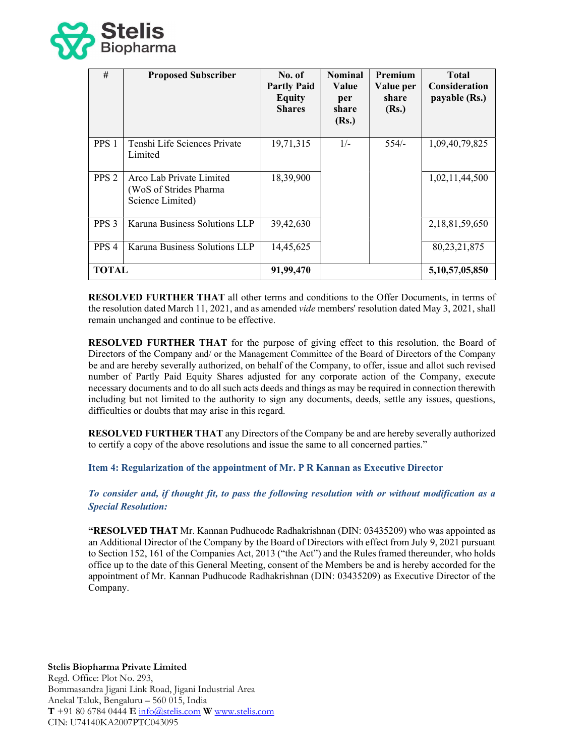| # | Proposed Subscriber | No. of Partly Paid Equity Shares | Nominal Value per share (Rs.) | Premium Value per share (Rs.) | Total Consideration payable (Rs.) |
|---|---|---|---|---|---|
| PPS 1 | Tenshi Life Sciences Private Limited | 19,71,315 | 1/- | 554/- | 1,09,40,79,825 |
| PPS 2 | Arco Lab Private Limited (WoS of Strides Pharma Science Limited) | 18,39,900 | | | 1,02,11,44,500 |
| PPS 3 | Karuna Business Solutions LLP | 39,42,630 | | | 2,18,81,59,650 |
| PPS 4 | Karuna Business Solutions LLP | 14,45,625 | | | 80,23,21,875 |
| **TOTAL** | | **91,99,470** | | | **5,10,57,05,850** |

**RESOLVED FURTHER THAT** all other terms and conditions to the Offer Documents, in terms of the resolution dated March 11, 2021, and as amended *vide* members' resolution dated May 3, 2021, shall remain unchanged and continue to be effective.

**RESOLVED FURTHER THAT** for the purpose of giving effect to this resolution, the Board of Directors of the Company and/ or the Management Committee of the Board of Directors of the Company be and are hereby severally authorized, on behalf of the Company, to offer, issue and allot such revised number of Partly Paid Equity Shares adjusted for any corporate action of the Company, execute necessary documents and to do all such acts deeds and things as may be required in connection therewith including but not limited to the authority to sign any documents, deeds, settle any issues, questions, difficulties or doubts that may arise in this regard.

**RESOLVED FURTHER THAT** any Directors of the Company be and are hereby severally authorized to certify a copy of the above resolutions and issue the same to all concerned parties."

### Item 4: Regularization of the appointment of Mr. P R Kannan as Executive Director

***To consider and, if thought fit, to pass the following resolution with or without modification as a Special Resolution:***

**"RESOLVED THAT** Mr. Kannan Pudhucode Radhakrishnan (DIN: 03435209) who was appointed as an Additional Director of the Company by the Board of Directors with effect from July 9, 2021 pursuant to Section 152, 161 of the Companies Act, 2013 ("the Act") and the Rules framed thereunder, who holds office up to the date of this General Meeting, consent of the Members be and is hereby accorded for the appointment of Mr. Kannan Pudhucode Radhakrishnan (DIN: 03435209) as Executive Director of the Company.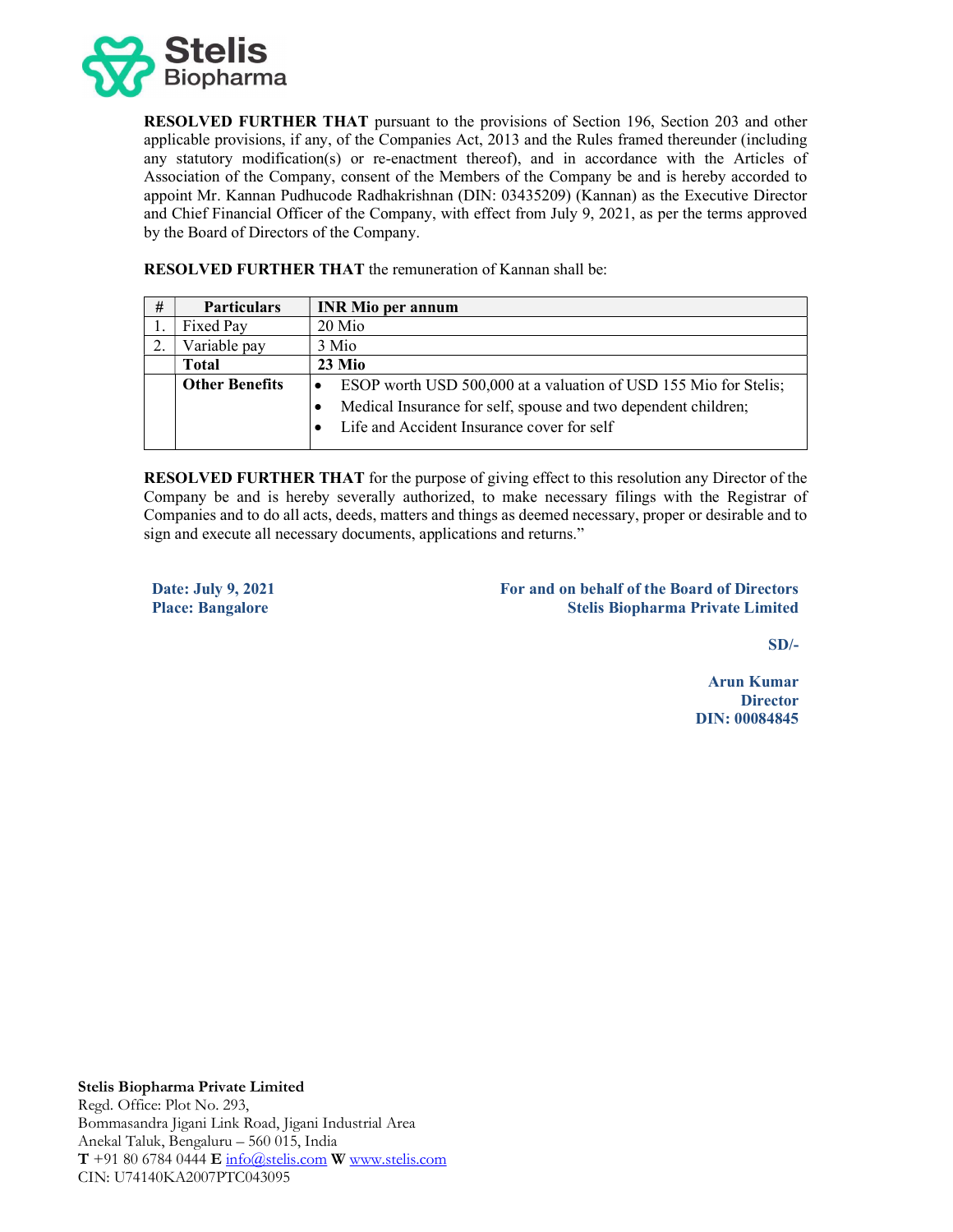**RESOLVED FURTHER THAT** pursuant to the provisions of Section 196, Section 203 and other applicable provisions, if any, of the Companies Act, 2013 and the Rules framed thereunder (including any statutory modification(s) or re-enactment thereof), and in accordance with the Articles of Association of the Company, consent of the Members of the Company be and is hereby accorded to appoint Mr. Kannan Pudhucode Radhakrishnan (DIN: 03435209) (Kannan) as the Executive Director and Chief Financial Officer of the Company, with effect from July 9, 2021, as per the terms approved by the Board of Directors of the Company.

**RESOLVED FURTHER THAT** the remuneration of Kannan shall be:

| # | Particulars | INR Mio per annum |
|---|---|---|
| 1. | Fixed Pay | 20 Mio |
| 2. | Variable pay | 3 Mio |
| | **Total** | **23 Mio** |
| | **Other Benefits** | • ESOP worth USD 500,000 at a valuation of USD 155 Mio for Stelis;<br>• Medical Insurance for self, spouse and two dependent children;<br>• Life and Accident Insurance cover for self |

**RESOLVED FURTHER THAT** for the purpose of giving effect to this resolution any Director of the Company be and is hereby severally authorized, to make necessary filings with the Registrar of Companies and to do all acts, deeds, matters and things as deemed necessary, proper or desirable and to sign and execute all necessary documents, applications and returns."

**Date: July 9, 2021**
**Place: Bangalore**

**For and on behalf of the Board of Directors**
**Stelis Biopharma Private Limited**

**SD/-**

**Arun Kumar**
**Director**
**DIN: 00084845**

**Stelis Biopharma Private Limited**
Regd. Office: Plot No. 293,
Bommasandra Jigani Link Road, Jigani Industrial Area
Anekal Taluk, Bengaluru – 560 015, India
**T** +91 80 6784 0444 **E** info@stelis.com **W** www.stelis.com
CIN: U74140KA2007PTC043095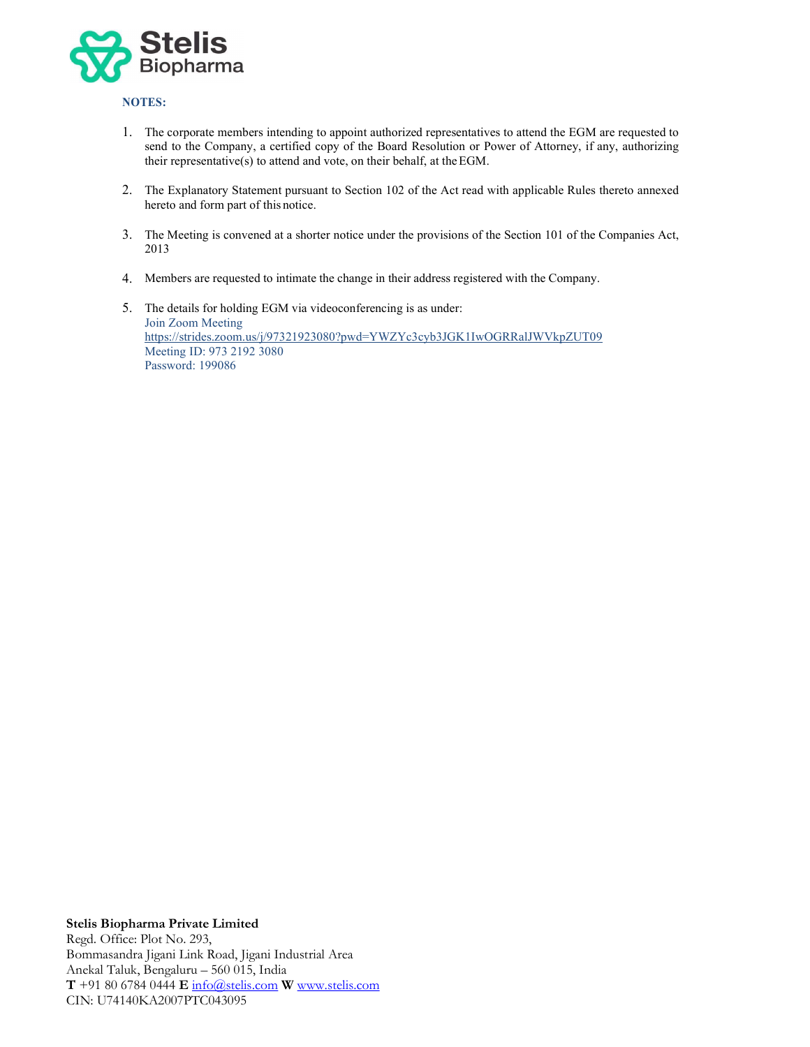**NOTES:**

1. The corporate members intending to appoint authorized representatives to attend the EGM are requested to send to the Company, a certified copy of the Board Resolution or Power of Attorney, if any, authorizing their representative(s) to attend and vote, on their behalf, at the EGM.

2. The Explanatory Statement pursuant to Section 102 of the Act read with applicable Rules thereto annexed hereto and form part of this notice.

3. The Meeting is convened at a shorter notice under the provisions of the Section 101 of the Companies Act, 2013

4. Members are requested to intimate the change in their address registered with the Company.

5. The details for holding EGM via videoconferencing is as under:
   Join Zoom Meeting
   https://strides.zoom.us/j/97321923080?pwd=YWZYc3cyb3JGK1IwOGRRalJWVkpZUT09
   Meeting ID: 973 2192 3080
   Password: 199086

**Stelis Biopharma Private Limited**
Regd. Office: Plot No. 293,
Bommasandra Jigani Link Road, Jigani Industrial Area
Anekal Taluk, Bengaluru – 560 015, India
**T** +91 80 6784 0444 **E** info@stelis.com **W** www.stelis.com
CIN: U74140KA2007PTC043095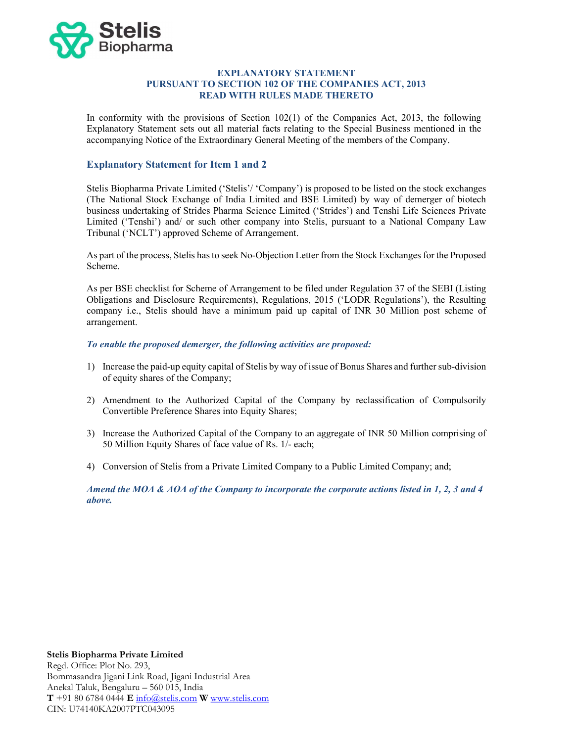# EXPLANATORY STATEMENT
# PURSUANT TO SECTION 102 OF THE COMPANIES ACT, 2013
# READ WITH RULES MADE THERETO

In conformity with the provisions of Section 102(1) of the Companies Act, 2013, the following Explanatory Statement sets out all material facts relating to the Special Business mentioned in the accompanying Notice of the Extraordinary General Meeting of the members of the Company.

## Explanatory Statement for Item 1 and 2

Stelis Biopharma Private Limited ('Stelis'/ 'Company') is proposed to be listed on the stock exchanges (The National Stock Exchange of India Limited and BSE Limited) by way of demerger of biotech business undertaking of Strides Pharma Science Limited ('Strides') and Tenshi Life Sciences Private Limited ('Tenshi') and/ or such other company into Stelis, pursuant to a National Company Law Tribunal ('NCLT') approved Scheme of Arrangement.

As part of the process, Stelis has to seek No-Objection Letter from the Stock Exchanges for the Proposed Scheme.

As per BSE checklist for Scheme of Arrangement to be filed under Regulation 37 of the SEBI (Listing Obligations and Disclosure Requirements), Regulations, 2015 ('LODR Regulations'), the Resulting company i.e., Stelis should have a minimum paid up capital of INR 30 Million post scheme of arrangement.

***To enable the proposed demerger, the following activities are proposed:***

1) Increase the paid-up equity capital of Stelis by way of issue of Bonus Shares and further sub-division of equity shares of the Company;

2) Amendment to the Authorized Capital of the Company by reclassification of Compulsorily Convertible Preference Shares into Equity Shares;

3) Increase the Authorized Capital of the Company to an aggregate of INR 50 Million comprising of 50 Million Equity Shares of face value of Rs. 1/- each;

4) Conversion of Stelis from a Private Limited Company to a Public Limited Company; and;

***Amend the MOA & AOA of the Company to incorporate the corporate actions listed in 1, 2, 3 and 4 above.***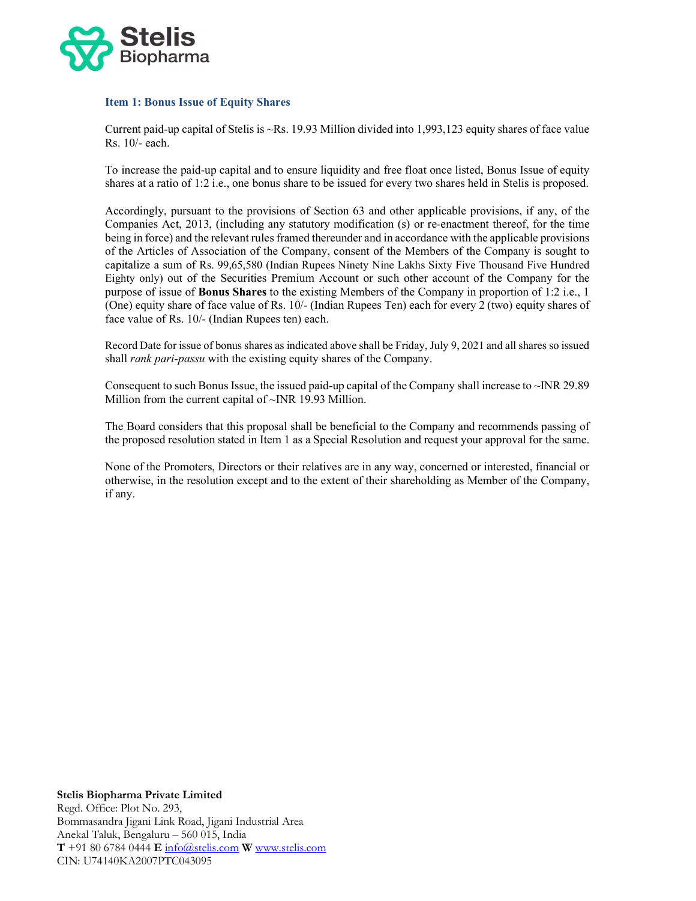### Item 1: Bonus Issue of Equity Shares

Current paid-up capital of Stelis is ~Rs. 19.93 Million divided into 1,993,123 equity shares of face value Rs. 10/- each.

To increase the paid-up capital and to ensure liquidity and free float once listed, Bonus Issue of equity shares at a ratio of 1:2 i.e., one bonus share to be issued for every two shares held in Stelis is proposed.

Accordingly, pursuant to the provisions of Section 63 and other applicable provisions, if any, of the Companies Act, 2013, (including any statutory modification (s) or re-enactment thereof, for the time being in force) and the relevant rules framed thereunder and in accordance with the applicable provisions of the Articles of Association of the Company, consent of the Members of the Company is sought to capitalize a sum of Rs. 99,65,580 (Indian Rupees Ninety Nine Lakhs Sixty Five Thousand Five Hundred Eighty only) out of the Securities Premium Account or such other account of the Company for the purpose of issue of **Bonus Shares** to the existing Members of the Company in proportion of 1:2 i.e., 1 (One) equity share of face value of Rs. 10/- (Indian Rupees Ten) each for every 2 (two) equity shares of face value of Rs. 10/- (Indian Rupees ten) each.

Record Date for issue of bonus shares as indicated above shall be Friday, July 9, 2021 and all shares so issued shall *rank pari-passu* with the existing equity shares of the Company.

Consequent to such Bonus Issue, the issued paid-up capital of the Company shall increase to ~INR 29.89 Million from the current capital of ~INR 19.93 Million.

The Board considers that this proposal shall be beneficial to the Company and recommends passing of the proposed resolution stated in Item 1 as a Special Resolution and request your approval for the same.

None of the Promoters, Directors or their relatives are in any way, concerned or interested, financial or otherwise, in the resolution except and to the extent of their shareholding as Member of the Company, if any.

**Stelis Biopharma Private Limited**
Regd. Office: Plot No. 293,
Bommasandra Jigani Link Road, Jigani Industrial Area
Anekal Taluk, Bengaluru – 560 015, India
**T** +91 80 6784 0444 **E** info@stelis.com **W** www.stelis.com
CIN: U74140KA2007PTC043095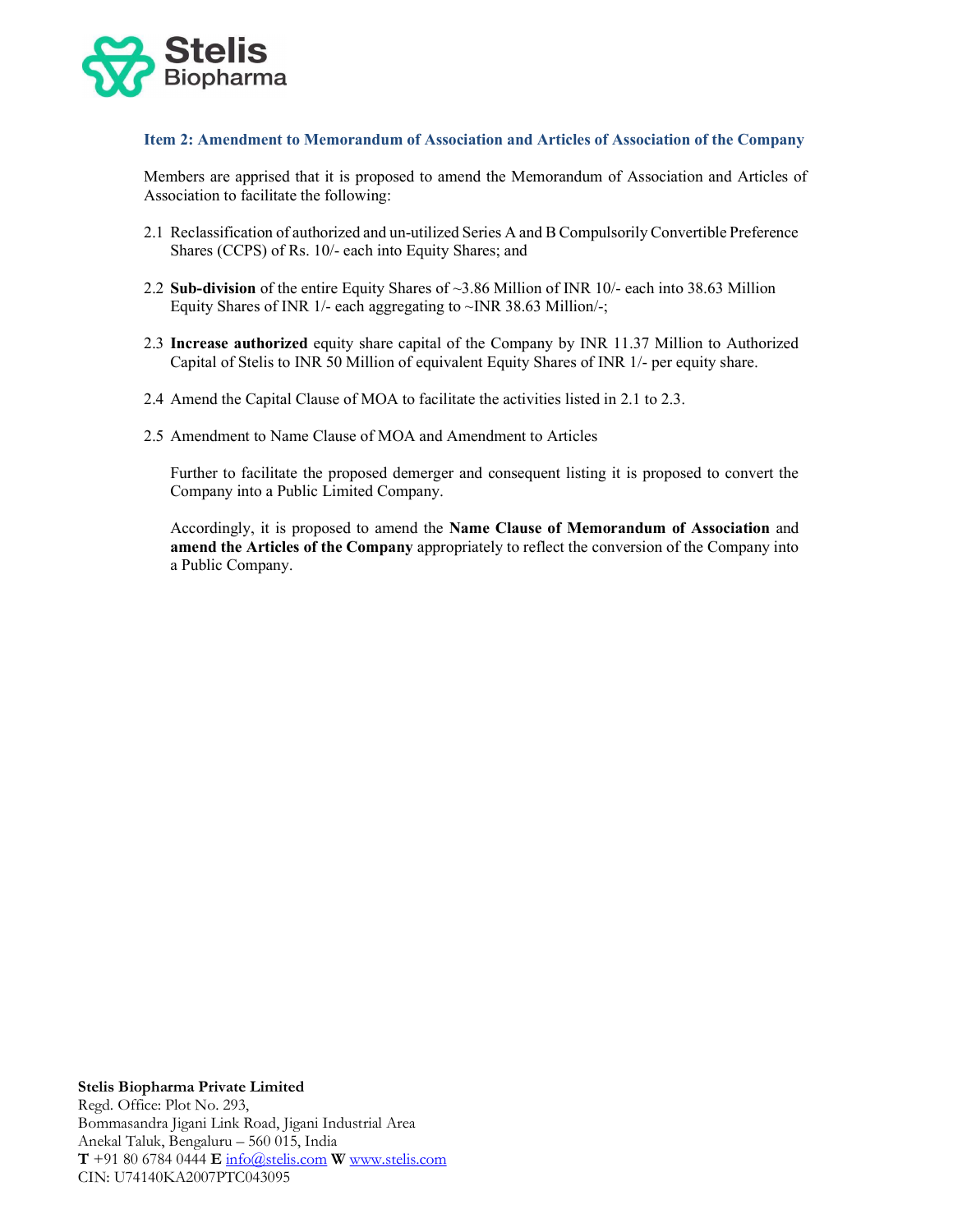### Item 2: Amendment to Memorandum of Association and Articles of Association of the Company

Members are apprised that it is proposed to amend the Memorandum of Association and Articles of Association to facilitate the following:

2.1 Reclassification of authorized and un-utilized Series A and B Compulsorily Convertible Preference Shares (CCPS) of Rs. 10/- each into Equity Shares; and

2.2 **Sub-division** of the entire Equity Shares of ~3.86 Million of INR 10/- each into 38.63 Million Equity Shares of INR 1/- each aggregating to ~INR 38.63 Million/-;

2.3 **Increase authorized** equity share capital of the Company by INR 11.37 Million to Authorized Capital of Stelis to INR 50 Million of equivalent Equity Shares of INR 1/- per equity share.

2.4 Amend the Capital Clause of MOA to facilitate the activities listed in 2.1 to 2.3.

2.5 Amendment to Name Clause of MOA and Amendment to Articles

Further to facilitate the proposed demerger and consequent listing it is proposed to convert the Company into a Public Limited Company.

Accordingly, it is proposed to amend the **Name Clause of Memorandum of Association** and **amend the Articles of the Company** appropriately to reflect the conversion of the Company into a Public Company.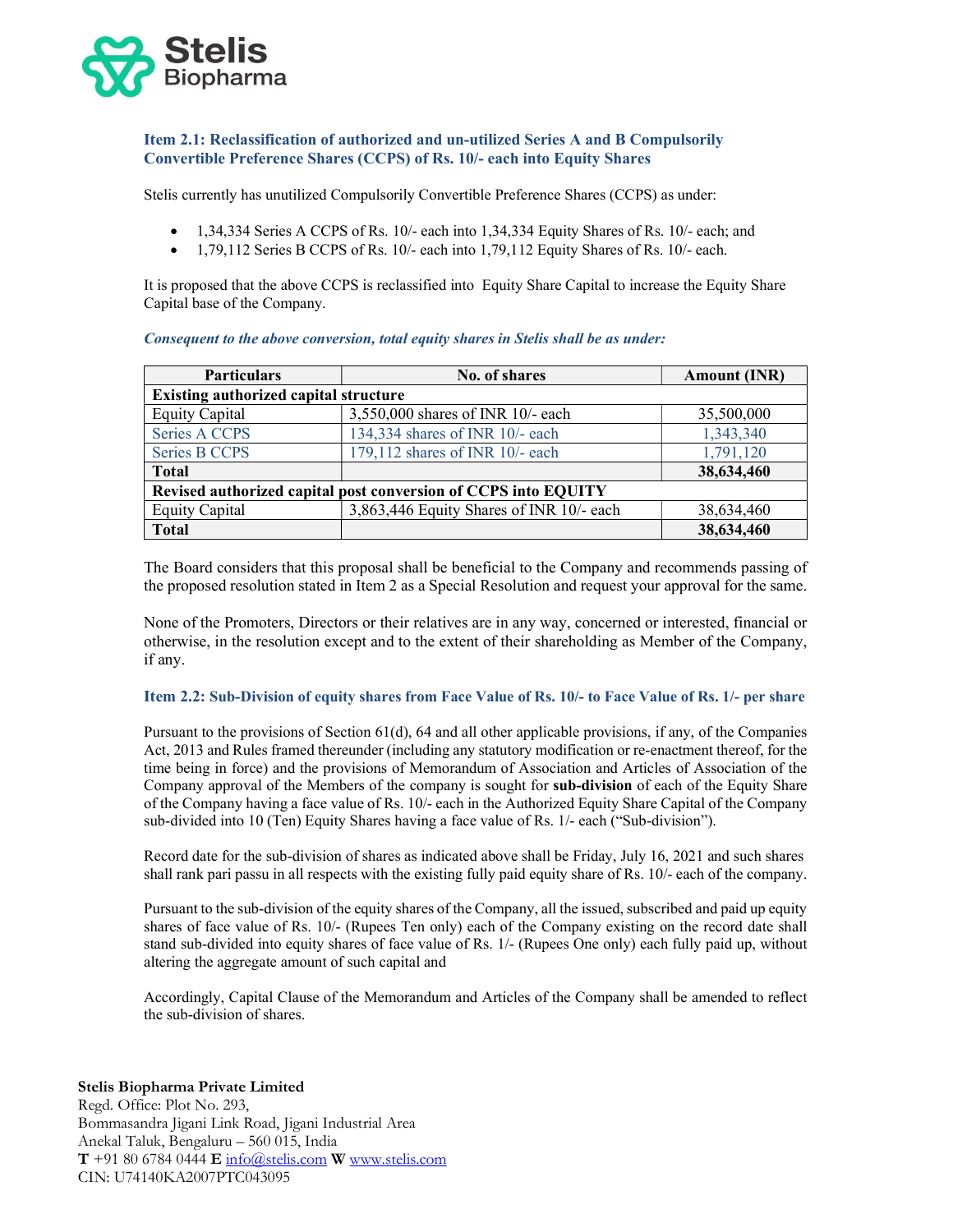### Item 2.1: Reclassification of authorized and un-utilized Series A and B Compulsorily Convertible Preference Shares (CCPS) of Rs. 10/- each into Equity Shares

Stelis currently has unutilized Compulsorily Convertible Preference Shares (CCPS) as under:

- 1,34,334 Series A CCPS of Rs. 10/- each into 1,34,334 Equity Shares of Rs. 10/- each; and
- 1,79,112 Series B CCPS of Rs. 10/- each into 1,79,112 Equity Shares of Rs. 10/- each.

It is proposed that the above CCPS is reclassified into Equity Share Capital to increase the Equity Share Capital base of the Company.

***Consequent to the above conversion, total equity shares in Stelis shall be as under:***

| Particulars | No. of shares | Amount (INR) |
|---|---|---|
| **Existing authorized capital structure** | | |
| Equity Capital | 3,550,000 shares of INR 10/- each | 35,500,000 |
| Series A CCPS | 134,334 shares of INR 10/- each | 1,343,340 |
| Series B CCPS | 179,112 shares of INR 10/- each | 1,791,120 |
| **Total** | | **38,634,460** |
| **Revised authorized capital post conversion of CCPS into EQUITY** | | |
| Equity Capital | 3,863,446 Equity Shares of INR 10/- each | 38,634,460 |
| **Total** | | **38,634,460** |

The Board considers that this proposal shall be beneficial to the Company and recommends passing of the proposed resolution stated in Item 2 as a Special Resolution and request your approval for the same.

None of the Promoters, Directors or their relatives are in any way, concerned or interested, financial or otherwise, in the resolution except and to the extent of their shareholding as Member of the Company, if any.

### Item 2.2: Sub-Division of equity shares from Face Value of Rs. 10/- to Face Value of Rs. 1/- per share

Pursuant to the provisions of Section 61(d), 64 and all other applicable provisions, if any, of the Companies Act, 2013 and Rules framed thereunder (including any statutory modification or re-enactment thereof, for the time being in force) and the provisions of Memorandum of Association and Articles of Association of the Company approval of the Members of the company is sought for **sub-division** of each of the Equity Share of the Company having a face value of Rs. 10/- each in the Authorized Equity Share Capital of the Company sub-divided into 10 (Ten) Equity Shares having a face value of Rs. 1/- each ("Sub-division").

Record date for the sub-division of shares as indicated above shall be Friday, July 16, 2021 and such shares shall rank pari passu in all respects with the existing fully paid equity share of Rs. 10/- each of the company.

Pursuant to the sub-division of the equity shares of the Company, all the issued, subscribed and paid up equity shares of face value of Rs. 10/- (Rupees Ten only) each of the Company existing on the record date shall stand sub-divided into equity shares of face value of Rs. 1/- (Rupees One only) each fully paid up, without altering the aggregate amount of such capital and

Accordingly, Capital Clause of the Memorandum and Articles of the Company shall be amended to reflect the sub-division of shares.

**Stelis Biopharma Private Limited**
Regd. Office: Plot No. 293,
Bommasandra Jigani Link Road, Jigani Industrial Area
Anekal Taluk, Bengaluru – 560 015, India
**T** +91 80 6784 0444 **E** info@stelis.com **W** www.stelis.com
CIN: U74140KA2007PTC043095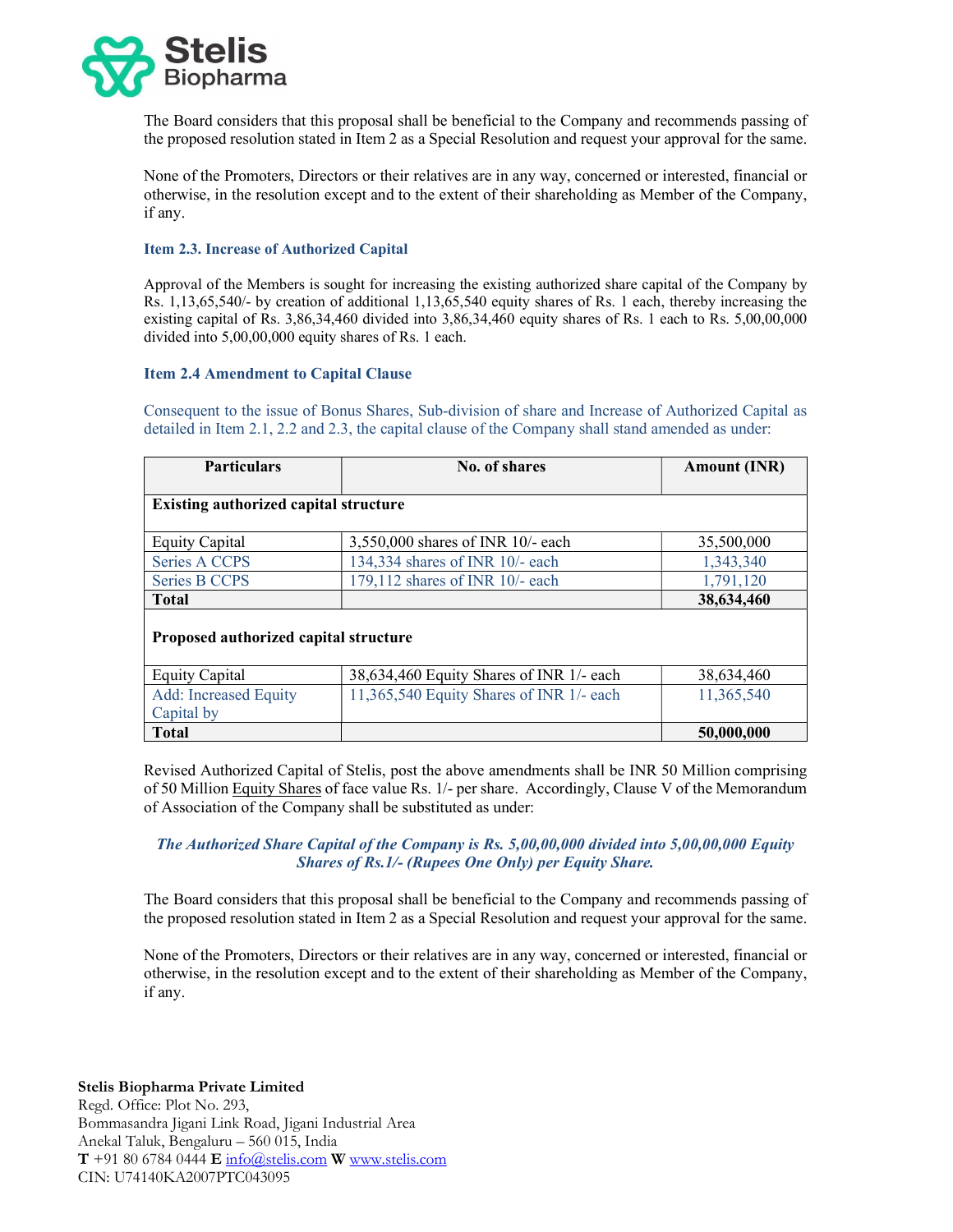The Board considers that this proposal shall be beneficial to the Company and recommends passing of the proposed resolution stated in Item 2 as a Special Resolution and request your approval for the same.

None of the Promoters, Directors or their relatives are in any way, concerned or interested, financial or otherwise, in the resolution except and to the extent of their shareholding as Member of the Company, if any.

### Item 2.3. Increase of Authorized Capital

Approval of the Members is sought for increasing the existing authorized share capital of the Company by Rs. 1,13,65,540/- by creation of additional 1,13,65,540 equity shares of Rs. 1 each, thereby increasing the existing capital of Rs. 3,86,34,460 divided into 3,86,34,460 equity shares of Rs. 1 each to Rs. 5,00,00,000 divided into 5,00,00,000 equity shares of Rs. 1 each.

### Item 2.4 Amendment to Capital Clause

Consequent to the issue of Bonus Shares, Sub-division of share and Increase of Authorized Capital as detailed in Item 2.1, 2.2 and 2.3, the capital clause of the Company shall stand amended as under:

| Particulars | No. of shares | Amount (INR) |
|---|---|---|
| **Existing authorized capital structure** | | |
| Equity Capital | 3,550,000 shares of INR 10/- each | 35,500,000 |
| Series A CCPS | 134,334 shares of INR 10/- each | 1,343,340 |
| Series B CCPS | 179,112 shares of INR 10/- each | 1,791,120 |
| **Total** | | **38,634,460** |
| **Proposed authorized capital structure** | | |
| Equity Capital | 38,634,460 Equity Shares of INR 1/- each | 38,634,460 |
| Add: Increased Equity Capital by | 11,365,540 Equity Shares of INR 1/- each | 11,365,540 |
| **Total** | | **50,000,000** |

Revised Authorized Capital of Stelis, post the above amendments shall be INR 50 Million comprising of 50 Million Equity Shares of face value Rs. 1/- per share. Accordingly, Clause V of the Memorandum of Association of the Company shall be substituted as under:

***The Authorized Share Capital of the Company is Rs. 5,00,00,000 divided into 5,00,00,000 Equity Shares of Rs.1/- (Rupees One Only) per Equity Share.***

The Board considers that this proposal shall be beneficial to the Company and recommends passing of the proposed resolution stated in Item 2 as a Special Resolution and request your approval for the same.

None of the Promoters, Directors or their relatives are in any way, concerned or interested, financial or otherwise, in the resolution except and to the extent of their shareholding as Member of the Company, if any.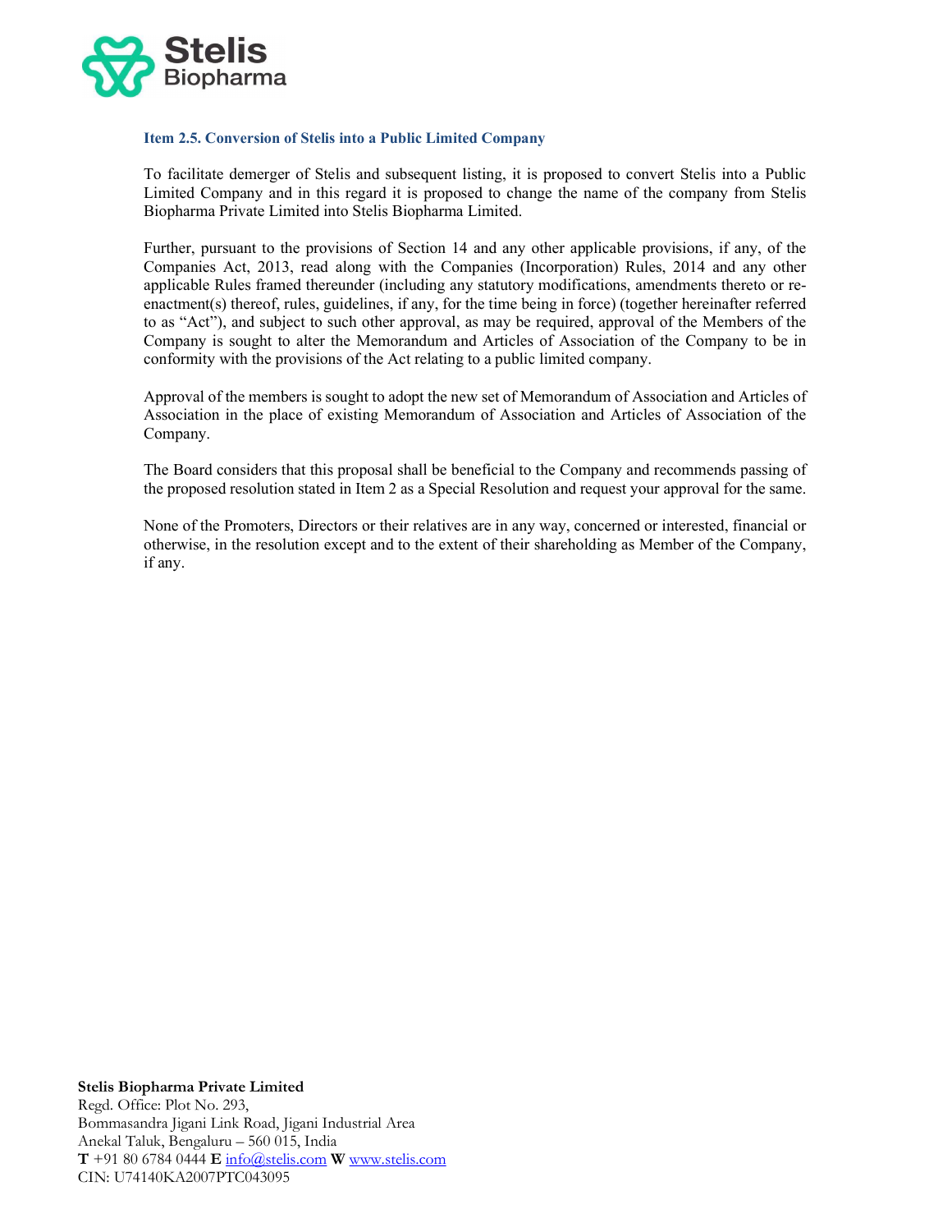### Item 2.5. Conversion of Stelis into a Public Limited Company

To facilitate demerger of Stelis and subsequent listing, it is proposed to convert Stelis into a Public Limited Company and in this regard it is proposed to change the name of the company from Stelis Biopharma Private Limited into Stelis Biopharma Limited.

Further, pursuant to the provisions of Section 14 and any other applicable provisions, if any, of the Companies Act, 2013, read along with the Companies (Incorporation) Rules, 2014 and any other applicable Rules framed thereunder (including any statutory modifications, amendments thereto or re-enactment(s) thereof, rules, guidelines, if any, for the time being in force) (together hereinafter referred to as "Act"), and subject to such other approval, as may be required, approval of the Members of the Company is sought to alter the Memorandum and Articles of Association of the Company to be in conformity with the provisions of the Act relating to a public limited company.

Approval of the members is sought to adopt the new set of Memorandum of Association and Articles of Association in the place of existing Memorandum of Association and Articles of Association of the Company.

The Board considers that this proposal shall be beneficial to the Company and recommends passing of the proposed resolution stated in Item 2 as a Special Resolution and request your approval for the same.

None of the Promoters, Directors or their relatives are in any way, concerned or interested, financial or otherwise, in the resolution except and to the extent of their shareholding as Member of the Company, if any.

**Stelis Biopharma Private Limited**
Regd. Office: Plot No. 293,
Bommasandra Jigani Link Road, Jigani Industrial Area
Anekal Taluk, Bengaluru – 560 015, India
**T** +91 80 6784 0444 **E** info@stelis.com **W** www.stelis.com
CIN: U74140KA2007PTC043095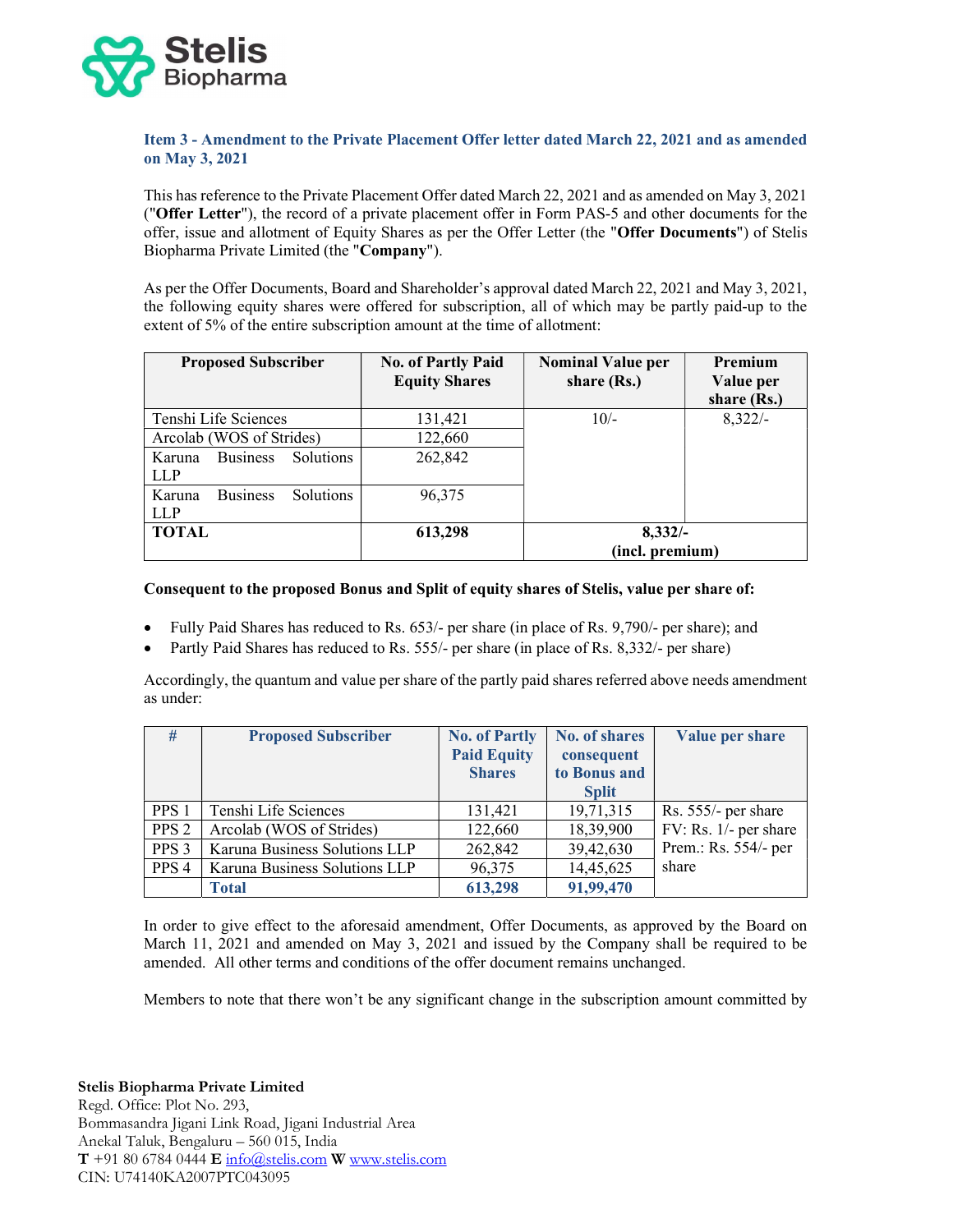### Item 3 - Amendment to the Private Placement Offer letter dated March 22, 2021 and as amended on May 3, 2021

This has reference to the Private Placement Offer dated March 22, 2021 and as amended on May 3, 2021 ("**Offer Letter**"), the record of a private placement offer in Form PAS-5 and other documents for the offer, issue and allotment of Equity Shares as per the Offer Letter (the "**Offer Documents**") of Stelis Biopharma Private Limited (the "**Company**").

As per the Offer Documents, Board and Shareholder's approval dated March 22, 2021 and May 3, 2021, the following equity shares were offered for subscription, all of which may be partly paid-up to the extent of 5% of the entire subscription amount at the time of allotment:

| Proposed Subscriber | No. of Partly Paid Equity Shares | Nominal Value per share (Rs.) | Premium Value per share (Rs.) |
|---|---|---|---|
| Tenshi Life Sciences | 131,421 | 10/- | 8,322/- |
| Arcolab (WOS of Strides) | 122,660 | | |
| Karuna Business Solutions LLP | 262,842 | | |
| Karuna Business Solutions LLP | 96,375 | | |
| **TOTAL** | **613,298** | **8,332/- (incl. premium)** | |

**Consequent to the proposed Bonus and Split of equity shares of Stelis, value per share of:**

- Fully Paid Shares has reduced to Rs. 653/- per share (in place of Rs. 9,790/- per share); and
- Partly Paid Shares has reduced to Rs. 555/- per share (in place of Rs. 8,332/- per share)

Accordingly, the quantum and value per share of the partly paid shares referred above needs amendment as under:

| # | Proposed Subscriber | No. of Partly Paid Equity Shares | No. of shares consequent to Bonus and Split | Value per share |
|---|---|---|---|---|
| PPS 1 | Tenshi Life Sciences | 131,421 | 19,71,315 | Rs. 555/- per share FV: Rs. 1/- per share Prem.: Rs. 554/- per share |
| PPS 2 | Arcolab (WOS of Strides) | 122,660 | 18,39,900 | |
| PPS 3 | Karuna Business Solutions LLP | 262,842 | 39,42,630 | |
| PPS 4 | Karuna Business Solutions LLP | 96,375 | 14,45,625 | |
| | **Total** | **613,298** | **91,99,470** | |

In order to give effect to the aforesaid amendment, Offer Documents, as approved by the Board on March 11, 2021 and amended on May 3, 2021 and issued by the Company shall be required to be amended. All other terms and conditions of the offer document remains unchanged.

Members to note that there won't be any significant change in the subscription amount committed by

**Stelis Biopharma Private Limited**
Regd. Office: Plot No. 293,
Bommasandra Jigani Link Road, Jigani Industrial Area
Anekal Taluk, Bengaluru – 560 015, India
**T** +91 80 6784 0444 **E** info@stelis.com **W** www.stelis.com
CIN: U74140KA2007PTC043095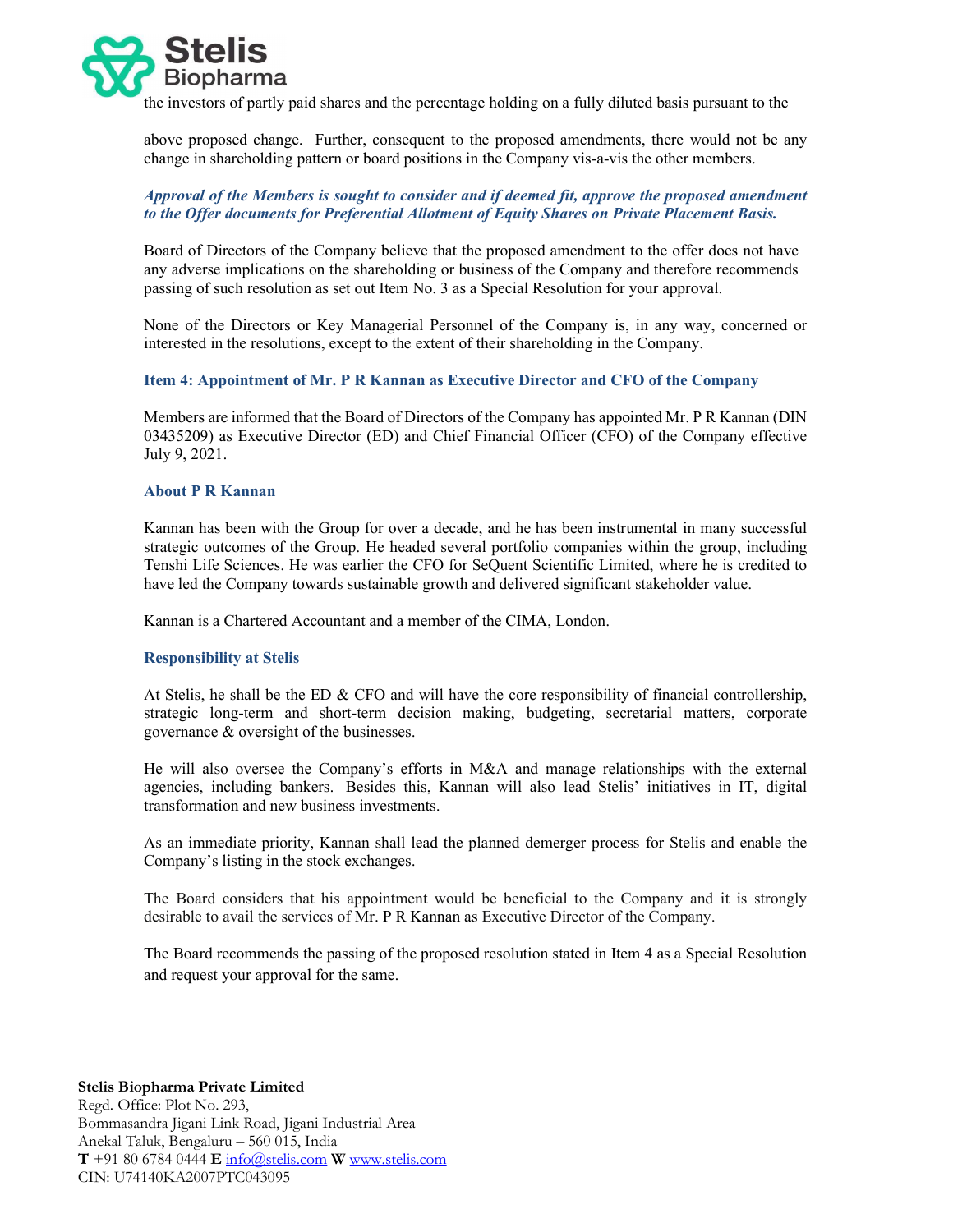the investors of partly paid shares and the percentage holding on a fully diluted basis pursuant to the

above proposed change. Further, consequent to the proposed amendments, there would not be any change in shareholding pattern or board positions in the Company vis-a-vis the other members.

***Approval of the Members is sought to consider and if deemed fit, approve the proposed amendment to the Offer documents for Preferential Allotment of Equity Shares on Private Placement Basis.***

Board of Directors of the Company believe that the proposed amendment to the offer does not have any adverse implications on the shareholding or business of the Company and therefore recommends passing of such resolution as set out Item No. 3 as a Special Resolution for your approval.

None of the Directors or Key Managerial Personnel of the Company is, in any way, concerned or interested in the resolutions, except to the extent of their shareholding in the Company.

### Item 4: Appointment of Mr. P R Kannan as Executive Director and CFO of the Company

Members are informed that the Board of Directors of the Company has appointed Mr. P R Kannan (DIN 03435209) as Executive Director (ED) and Chief Financial Officer (CFO) of the Company effective July 9, 2021.

### About P R Kannan

Kannan has been with the Group for over a decade, and he has been instrumental in many successful strategic outcomes of the Group. He headed several portfolio companies within the group, including Tenshi Life Sciences. He was earlier the CFO for SeQuent Scientific Limited, where he is credited to have led the Company towards sustainable growth and delivered significant stakeholder value.

Kannan is a Chartered Accountant and a member of the CIMA, London.

### Responsibility at Stelis

At Stelis, he shall be the ED & CFO and will have the core responsibility of financial controllership, strategic long-term and short-term decision making, budgeting, secretarial matters, corporate governance & oversight of the businesses.

He will also oversee the Company's efforts in M&A and manage relationships with the external agencies, including bankers. Besides this, Kannan will also lead Stelis' initiatives in IT, digital transformation and new business investments.

As an immediate priority, Kannan shall lead the planned demerger process for Stelis and enable the Company's listing in the stock exchanges.

The Board considers that his appointment would be beneficial to the Company and it is strongly desirable to avail the services of Mr. P R Kannan as Executive Director of the Company.

The Board recommends the passing of the proposed resolution stated in Item 4 as a Special Resolution and request your approval for the same.

**Stelis Biopharma Private Limited**
Regd. Office: Plot No. 293,
Bommasandra Jigani Link Road, Jigani Industrial Area
Anekal Taluk, Bengaluru – 560 015, India
**T** +91 80 6784 0444 **E** info@stelis.com **W** www.stelis.com
CIN: U74140KA2007PTC043095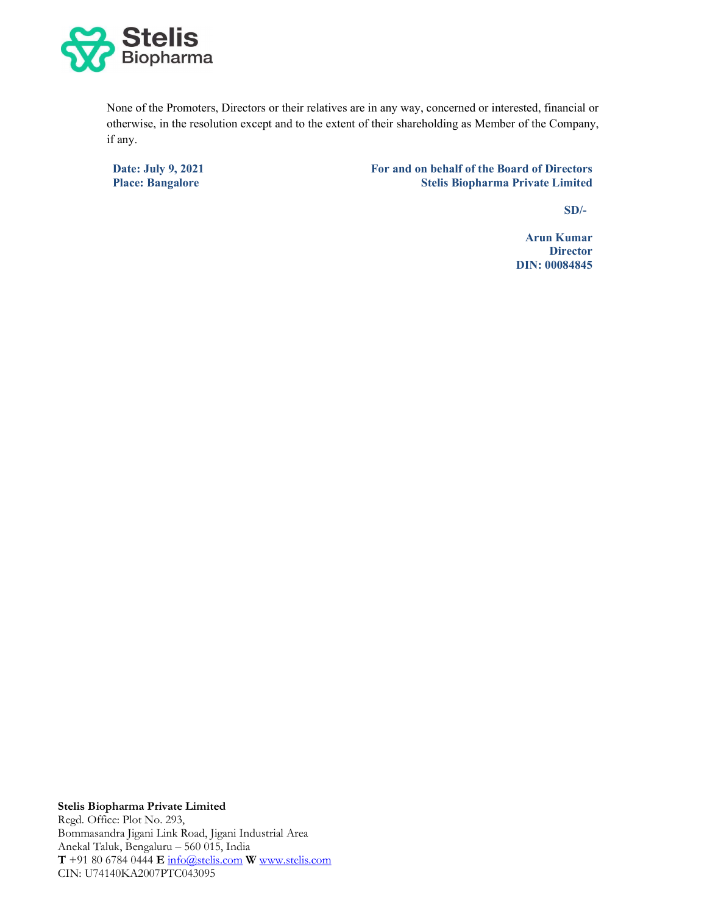None of the Promoters, Directors or their relatives are in any way, concerned or interested, financial or otherwise, in the resolution except and to the extent of their shareholding as Member of the Company, if any.

**Date: July 9, 2021**
**Place: Bangalore**

**For and on behalf of the Board of Directors**
**Stelis Biopharma Private Limited**

**SD/-**

**Arun Kumar**
**Director**
**DIN: 00084845**

**Stelis Biopharma Private Limited**
Regd. Office: Plot No. 293,
Bommasandra Jigani Link Road, Jigani Industrial Area
Anekal Taluk, Bengaluru – 560 015, India
**T** +91 80 6784 0444 **E** info@stelis.com **W** www.stelis.com
CIN: U74140KA2007PTC043095